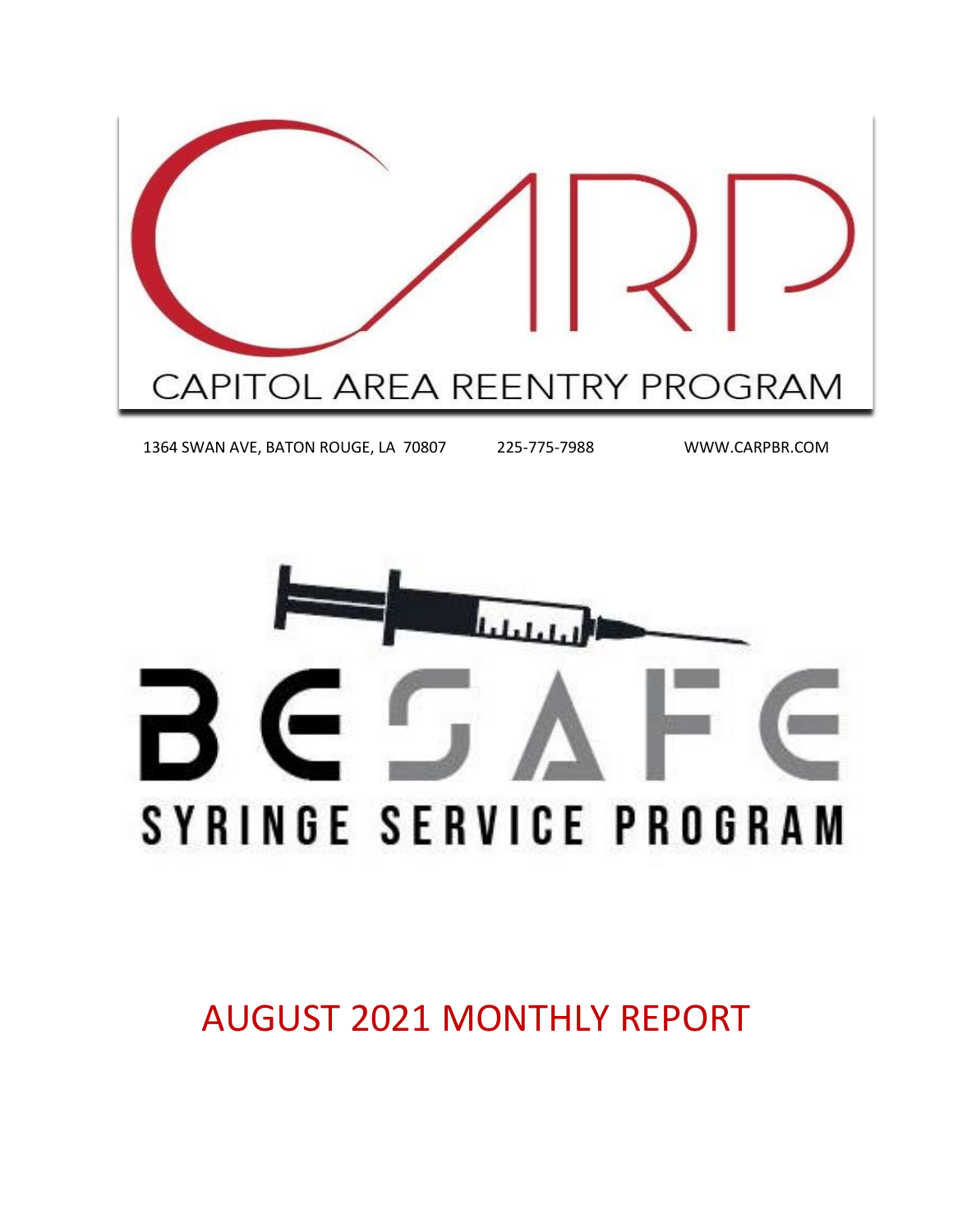# CARP

CAPITOL AREA REENTRY PROGRAM

1364 SWAN AVE, BATON ROUGE, LA 70807 225-775-7988 WWW.CARPBR.COM

# BE SAFE

SYRINGE SERVICE PROGRAM

# AUGUST 2021 MONTHLY REPORT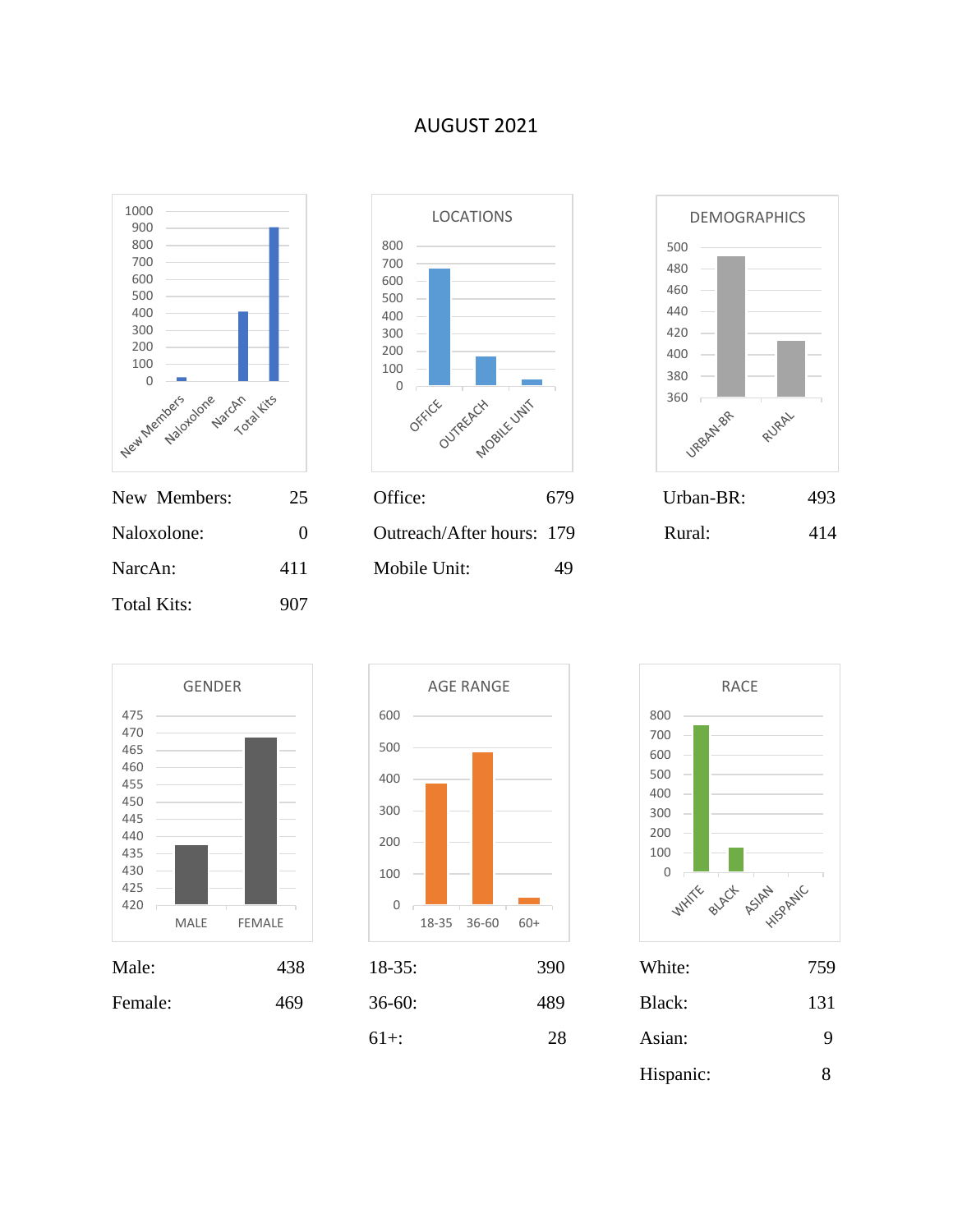# AUGUST 2021

| | |
|---|---|
| New Members: | 25 |
| Naloxolone: | 0 |
| NarcAn: | 411 |
| Total Kits: | 907 |

**LOCATIONS**

| | |
|---|---|
| Office: | 679 |
| Outreach/After hours: | 179 |
| Mobile Unit: | 49 |

**DEMOGRAPHICS**

| | |
|---|---|
| Urban-BR: | 493 |
| Rural: | 414 |

**GENDER**

| | |
|---|---|
| Male: | 438 |
| Female: | 469 |

**AGE RANGE**

| | |
|---|---|
| 18-35: | 390 |
| 36-60: | 489 |
| 61+: | 28 |

**RACE**

| | |
|---|---|
| White: | 759 |
| Black: | 131 |
| Asian: | 9 |
| Hispanic: | 8 |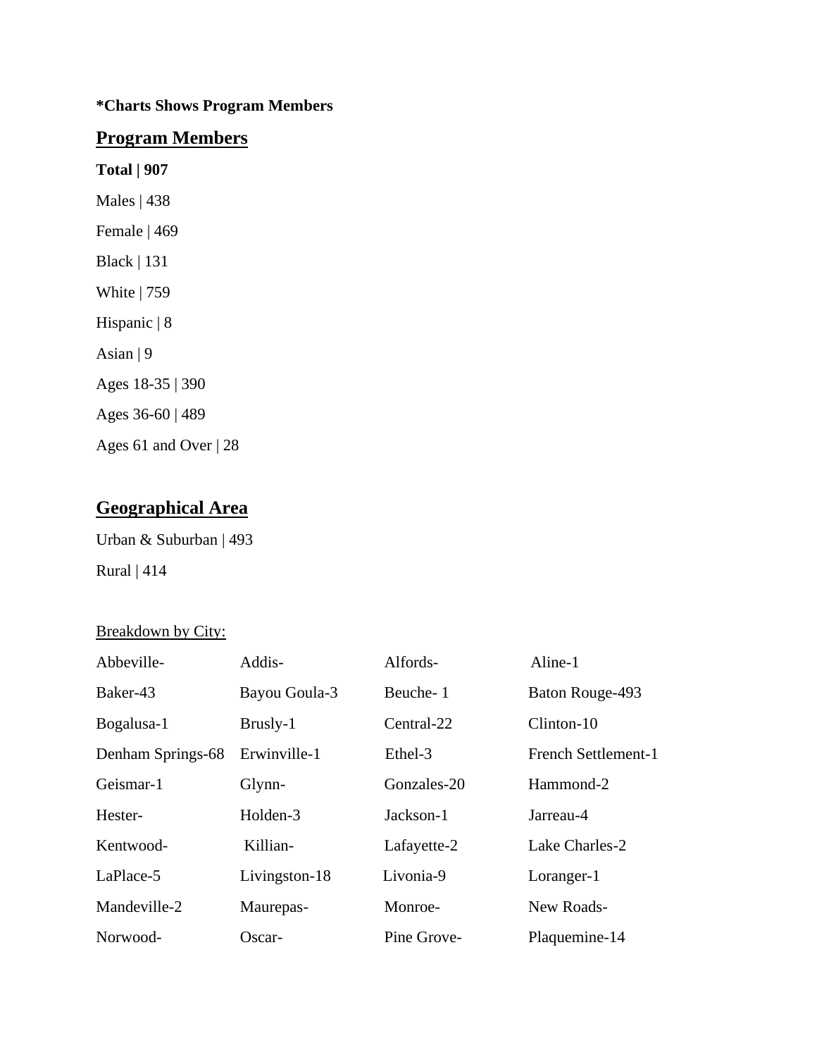**\*Charts Shows Program Members**

## Program Members

**Total | 907**

Males | 438

Female | 469

Black | 131

White | 759

Hispanic | 8

Asian | 9

Ages 18-35 | 390

Ages 36-60 | 489

Ages 61 and Over | 28

## Geographical Area

Urban & Suburban | 493

Rural | 414

Breakdown by City:

| | | | |
|---|---|---|---|
| Abbeville- | Addis- | Alfords- | Aline-1 |
| Baker-43 | Bayou Goula-3 | Beuche- 1 | Baton Rouge-493 |
| Bogalusa-1 | Brusly-1 | Central-22 | Clinton-10 |
| Denham Springs-68 | Erwinville-1 | Ethel-3 | French Settlement-1 |
| Geismar-1 | Glynn- | Gonzales-20 | Hammond-2 |
| Hester- | Holden-3 | Jackson-1 | Jarreau-4 |
| Kentwood- | Killian- | Lafayette-2 | Lake Charles-2 |
| LaPlace-5 | Livingston-18 | Livonia-9 | Loranger-1 |
| Mandeville-2 | Maurepas- | Monroe- | New Roads- |
| Norwood- | Oscar- | Pine Grove- | Plaquemine-14 |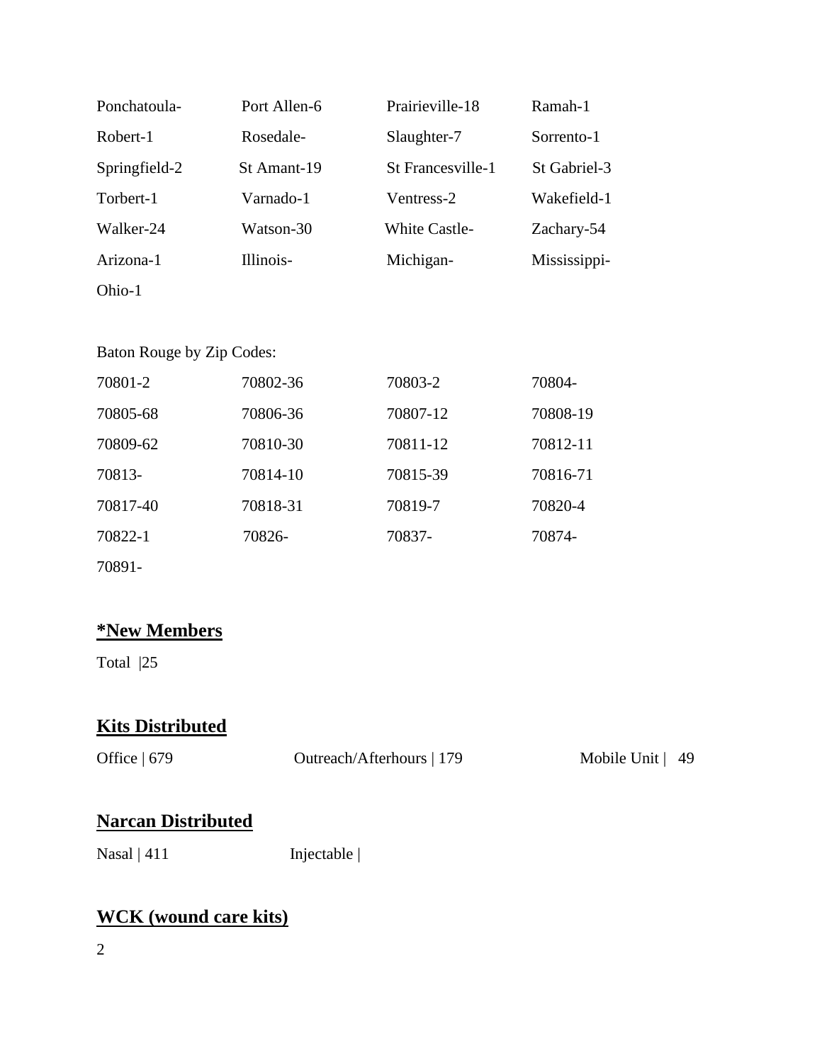| | | | |
|---|---|---|---|
| Ponchatoula- | Port Allen-6 | Prairieville-18 | Ramah-1 |
| Robert-1 | Rosedale- | Slaughter-7 | Sorrento-1 |
| Springfield-2 | St Amant-19 | St Francesville-1 | St Gabriel-3 |
| Torbert-1 | Varnado-1 | Ventress-2 | Wakefield-1 |
| Walker-24 | Watson-30 | White Castle- | Zachary-54 |
| Arizona-1 | Illinois- | Michigan- | Mississippi- |
| Ohio-1 | | | |

Baton Rouge by Zip Codes:

| | | | |
|---|---|---|---|
| 70801-2 | 70802-36 | 70803-2 | 70804- |
| 70805-68 | 70806-36 | 70807-12 | 70808-19 |
| 70809-62 | 70810-30 | 70811-12 | 70812-11 |
| 70813- | 70814-10 | 70815-39 | 70816-71 |
| 70817-40 | 70818-31 | 70819-7 | 70820-4 |
| 70822-1 | 70826- | 70837- | 70874- |
| 70891- | | | |

## **<u>*New Members</u>**

Total |25

## **<u>Kits Distributed</u>**

Office | 679 Outreach/Afterhours | 179 Mobile Unit | 49

## **<u>Narcan Distributed</u>**

Nasal | 411 Injectable |

## **<u>WCK (wound care kits)</u>**

2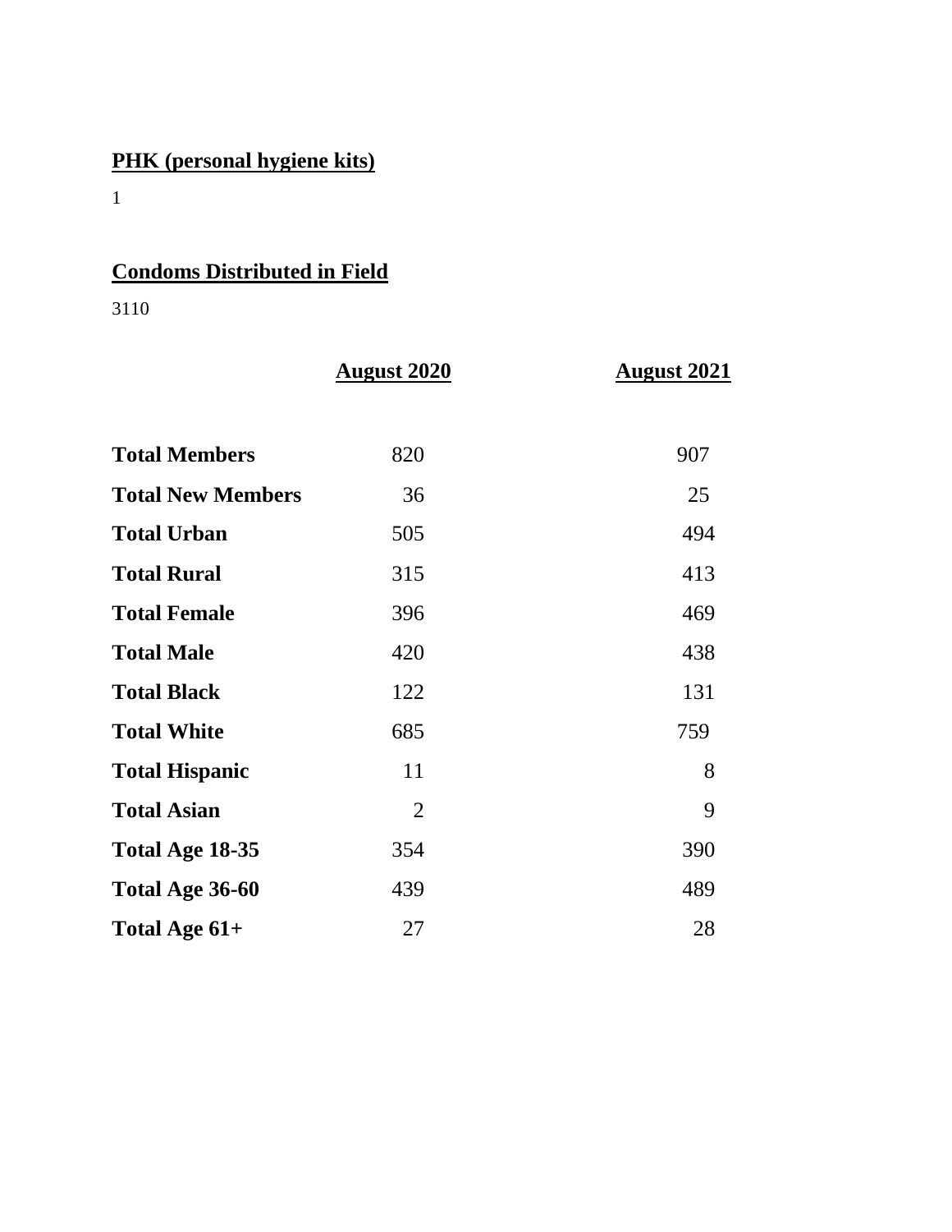**PHK (personal hygiene kits)**

1

**Condoms Distributed in Field**

3110

| | August 2020 | August 2021 |
|---|---|---|
| **Total Members** | 820 | 907 |
| **Total New Members** | 36 | 25 |
| **Total Urban** | 505 | 494 |
| **Total Rural** | 315 | 413 |
| **Total Female** | 396 | 469 |
| **Total Male** | 420 | 438 |
| **Total Black** | 122 | 131 |
| **Total White** | 685 | 759 |
| **Total Hispanic** | 11 | 8 |
| **Total Asian** | 2 | 9 |
| **Total Age 18-35** | 354 | 390 |
| **Total Age 36-60** | 439 | 489 |
| **Total Age 61+** | 27 | 28 |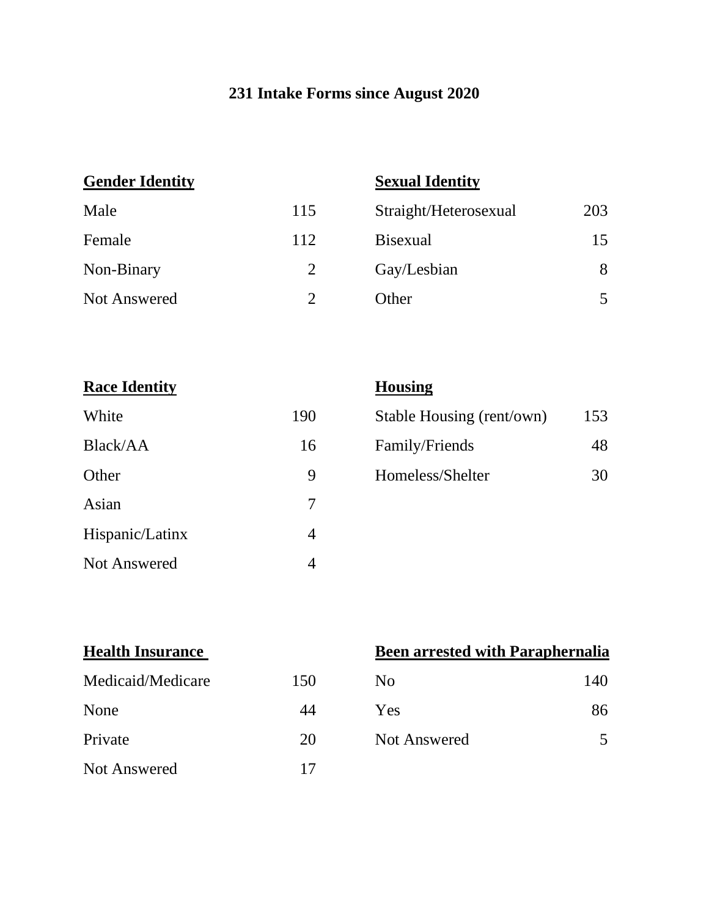# 231 Intake Forms since August 2020

| Gender Identity | |
|---|---|
| Male | 115 |
| Female | 112 |
| Non-Binary | 2 |
| Not Answered | 2 |

| Sexual Identity | |
|---|---|
| Straight/Heterosexual | 203 |
| Bisexual | 15 |
| Gay/Lesbian | 8 |
| Other | 5 |

| Race Identity | |
|---|---|
| White | 190 |
| Black/AA | 16 |
| Other | 9 |
| Asian | 7 |
| Hispanic/Latinx | 4 |
| Not Answered | 4 |

| Housing | |
|---|---|
| Stable Housing (rent/own) | 153 |
| Family/Friends | 48 |
| Homeless/Shelter | 30 |

| Health Insurance | |
|---|---|
| Medicaid/Medicare | 150 |
| None | 44 |
| Private | 20 |
| Not Answered | 17 |

| Been arrested with Paraphernalia | |
|---|---|
| No | 140 |
| Yes | 86 |
| Not Answered | 5 |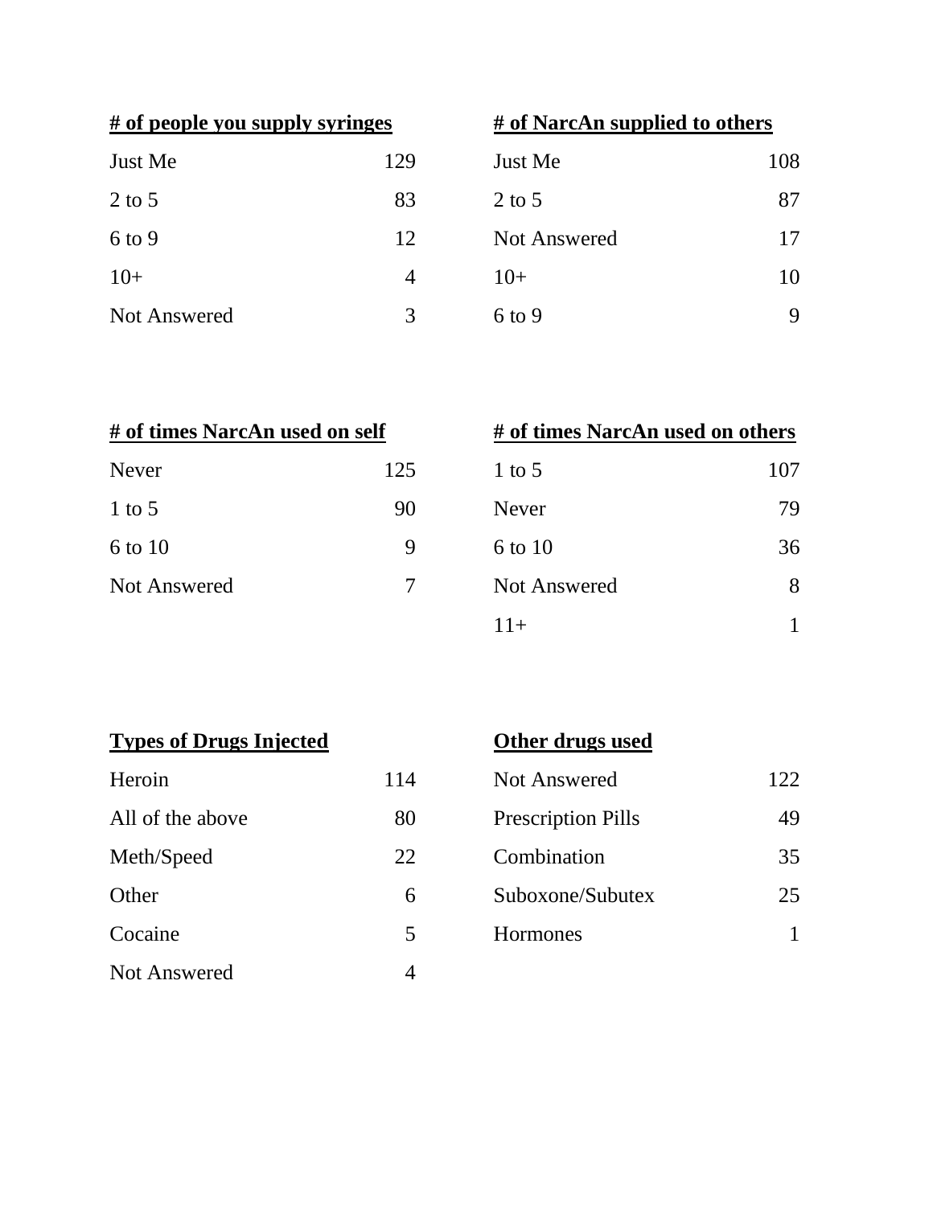| # of people you supply syringes | |
|---|---|
| Just Me | 129 |
| 2 to 5 | 83 |
| 6 to 9 | 12 |
| 10+ | 4 |
| Not Answered | 3 |

| # of NarcAn supplied to others | |
|---|---|
| Just Me | 108 |
| 2 to 5 | 87 |
| Not Answered | 17 |
| 10+ | 10 |
| 6 to 9 | 9 |

| # of times NarcAn used on self | |
|---|---|
| Never | 125 |
| 1 to 5 | 90 |
| 6 to 10 | 9 |
| Not Answered | 7 |

| # of times NarcAn used on others | |
|---|---|
| 1 to 5 | 107 |
| Never | 79 |
| 6 to 10 | 36 |
| Not Answered | 8 |
| 11+ | 1 |

| Types of Drugs Injected | |
|---|---|
| Heroin | 114 |
| All of the above | 80 |
| Meth/Speed | 22 |
| Other | 6 |
| Cocaine | 5 |
| Not Answered | 4 |

| Other drugs used | |
|---|---|
| Not Answered | 122 |
| Prescription Pills | 49 |
| Combination | 35 |
| Suboxone/Subutex | 25 |
| Hormones | 1 |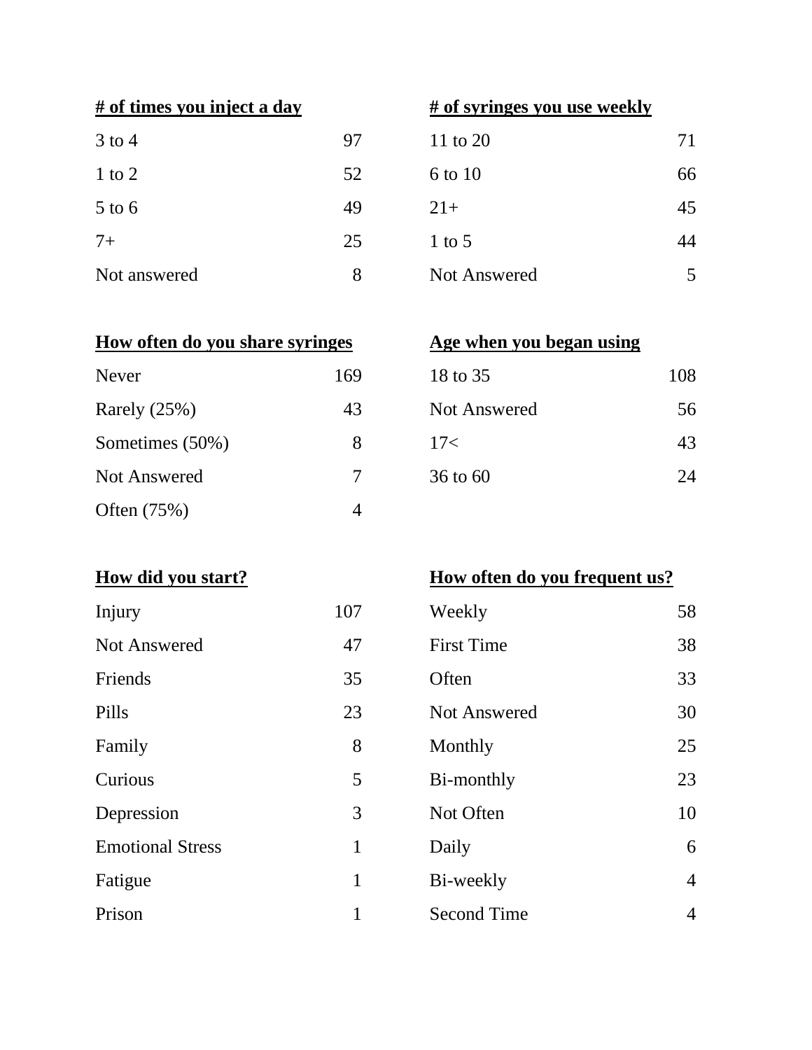| # of times you inject a day | |
|---|---|
| 3 to 4 | 97 |
| 1 to 2 | 52 |
| 5 to 6 | 49 |
| 7+ | 25 |
| Not answered | 8 |

| # of syringes you use weekly | |
|---|---|
| 11 to 20 | 71 |
| 6 to 10 | 66 |
| 21+ | 45 |
| 1 to 5 | 44 |
| Not Answered | 5 |

| How often do you share syringes | |
|---|---|
| Never | 169 |
| Rarely (25%) | 43 |
| Sometimes (50%) | 8 |
| Not Answered | 7 |
| Often (75%) | 4 |

| Age when you began using | |
|---|---|
| 18 to 35 | 108 |
| Not Answered | 56 |
| 17< | 43 |
| 36 to 60 | 24 |

| How did you start? | |
|---|---|
| Injury | 107 |
| Not Answered | 47 |
| Friends | 35 |
| Pills | 23 |
| Family | 8 |
| Curious | 5 |
| Depression | 3 |
| Emotional Stress | 1 |
| Fatigue | 1 |
| Prison | 1 |

| How often do you frequent us? | |
|---|---|
| Weekly | 58 |
| First Time | 38 |
| Often | 33 |
| Not Answered | 30 |
| Monthly | 25 |
| Bi-monthly | 23 |
| Not Often | 10 |
| Daily | 6 |
| Bi-weekly | 4 |
| Second Time | 4 |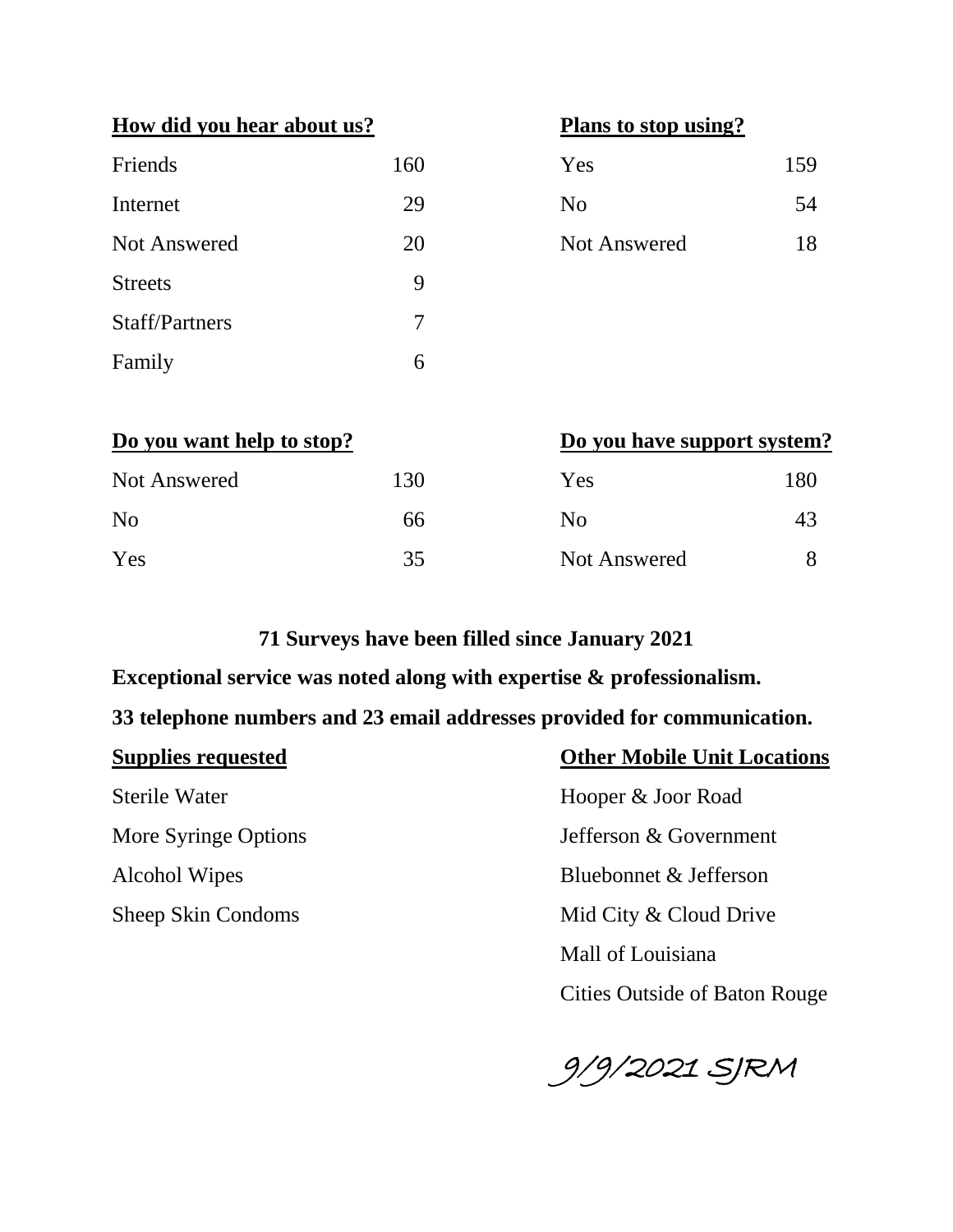**How did you hear about us?**

| | |
|---|---|
| Friends | 160 |
| Internet | 29 |
| Not Answered | 20 |
| Streets | 9 |
| Staff/Partners | 7 |
| Family | 6 |

**Plans to stop using?**

| | |
|---|---|
| Yes | 159 |
| No | 54 |
| Not Answered | 18 |

**Do you want help to stop?**

| | |
|---|---|
| Not Answered | 130 |
| No | 66 |
| Yes | 35 |

**Do you have support system?**

| | |
|---|---|
| Yes | 180 |
| No | 43 |
| Not Answered | 8 |

**71 Surveys have been filled since January 2021**

**Exceptional service was noted along with expertise & professionalism.**

**33 telephone numbers and 23 email addresses provided for communication.**

**Supplies requested**

Sterile Water

More Syringe Options

Alcohol Wipes

Sheep Skin Condoms

**Other Mobile Unit Locations**

Hooper & Joor Road

Jefferson & Government

Bluebonnet & Jefferson

Mid City & Cloud Drive

Mall of Louisiana

Cities Outside of Baton Rouge

9/9/2021 SJRM